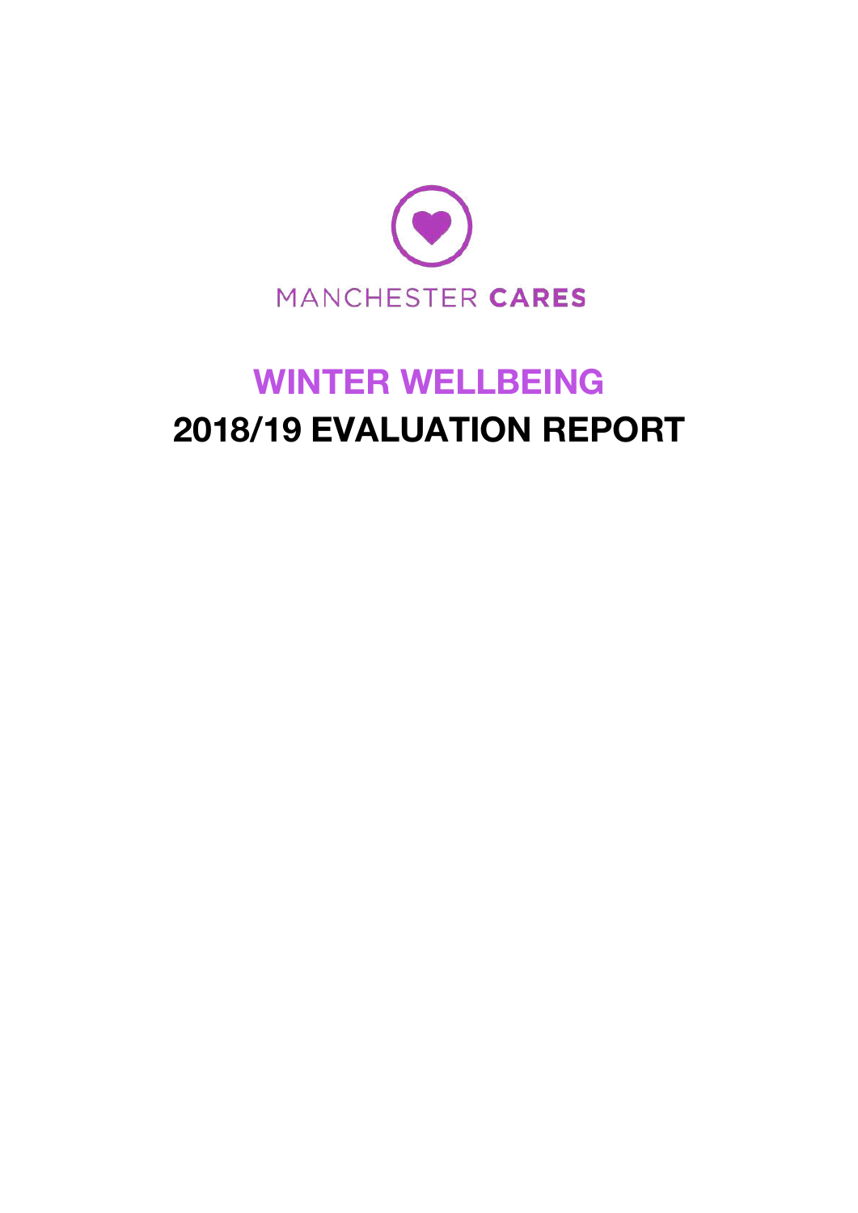MANCHESTER CARES

# WINTER WELLBEING

# 2018/19 EVALUATION REPORT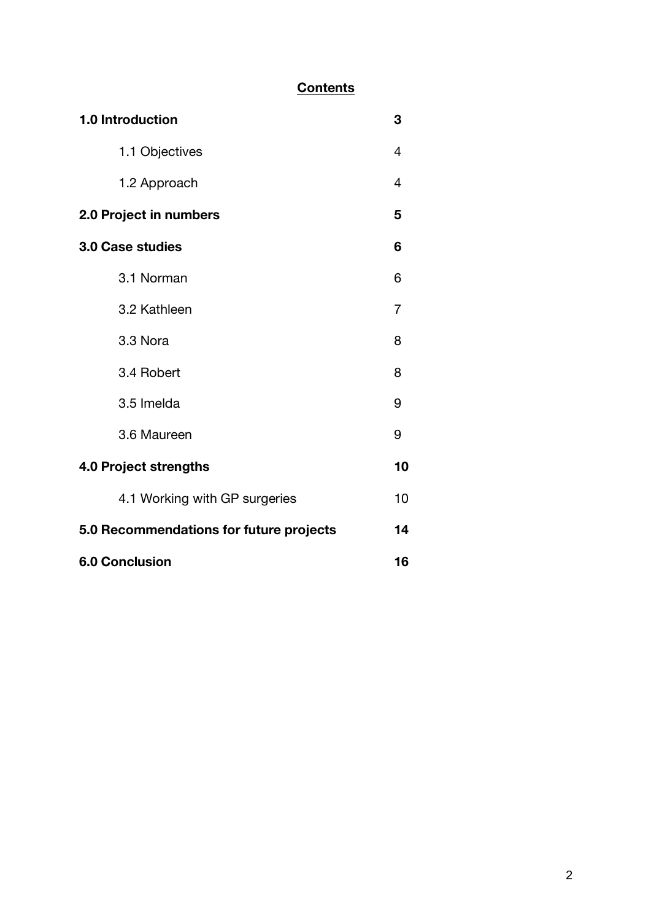## Contents

| | |
|---|---|
| **1.0 Introduction** | **3** |
| 1.1 Objectives | 4 |
| 1.2 Approach | 4 |
| **2.0 Project in numbers** | **5** |
| **3.0 Case studies** | **6** |
| 3.1 Norman | 6 |
| 3.2 Kathleen | 7 |
| 3.3 Nora | 8 |
| 3.4 Robert | 8 |
| 3.5 Imelda | 9 |
| 3.6 Maureen | 9 |
| **4.0 Project strengths** | **10** |
| 4.1 Working with GP surgeries | 10 |
| **5.0 Recommendations for future projects** | **14** |
| **6.0 Conclusion** | **16** |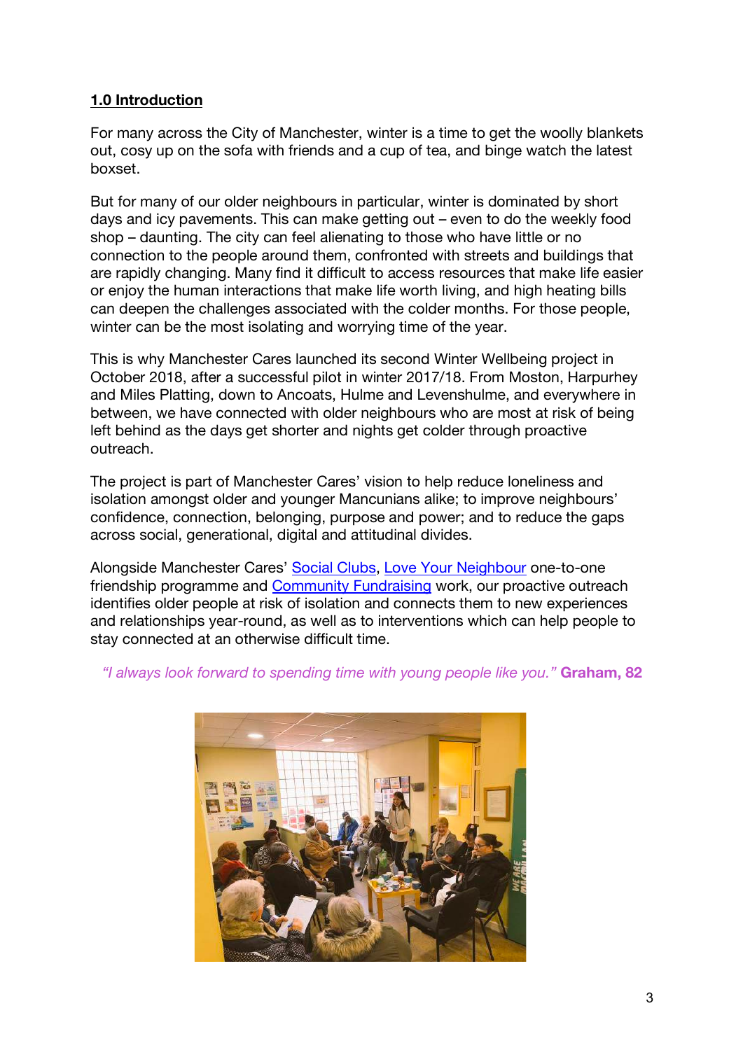## 1.0 Introduction

For many across the City of Manchester, winter is a time to get the woolly blankets out, cosy up on the sofa with friends and a cup of tea, and binge watch the latest boxset.

But for many of our older neighbours in particular, winter is dominated by short days and icy pavements. This can make getting out – even to do the weekly food shop – daunting. The city can feel alienating to those who have little or no connection to the people around them, confronted with streets and buildings that are rapidly changing. Many find it difficult to access resources that make life easier or enjoy the human interactions that make life worth living, and high heating bills can deepen the challenges associated with the colder months. For those people, winter can be the most isolating and worrying time of the year.

This is why Manchester Cares launched its second Winter Wellbeing project in October 2018, after a successful pilot in winter 2017/18. From Moston, Harpurhey and Miles Platting, down to Ancoats, Hulme and Levenshulme, and everywhere in between, we have connected with older neighbours who are most at risk of being left behind as the days get shorter and nights get colder through proactive outreach.

The project is part of Manchester Cares' vision to help reduce loneliness and isolation amongst older and younger Mancunians alike; to improve neighbours' confidence, connection, belonging, purpose and power; and to reduce the gaps across social, generational, digital and attitudinal divides.

Alongside Manchester Cares' Social Clubs, Love Your Neighbour one-to-one friendship programme and Community Fundraising work, our proactive outreach identifies older people at risk of isolation and connects them to new experiences and relationships year-round, as well as to interventions which can help people to stay connected at an otherwise difficult time.

*"I always look forward to spending time with young people like you."* **Graham, 82**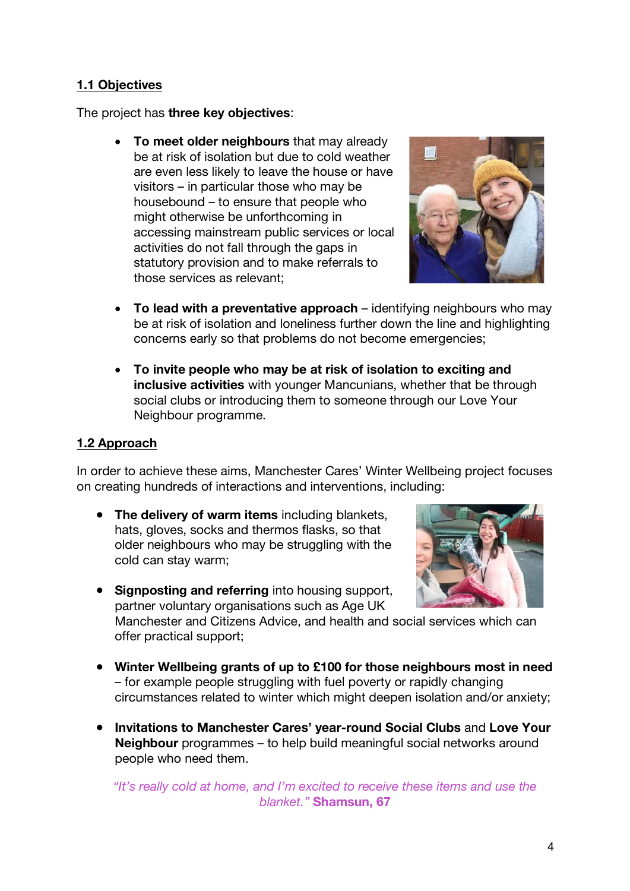## 1.1 Objectives

The project has **three key objectives**:

- **To meet older neighbours** that may already be at risk of isolation but due to cold weather are even less likely to leave the house or have visitors – in particular those who may be housebound – to ensure that people who might otherwise be unforthcoming in accessing mainstream public services or local activities do not fall through the gaps in statutory provision and to make referrals to those services as relevant;

- **To lead with a preventative approach** – identifying neighbours who may be at risk of isolation and loneliness further down the line and highlighting concerns early so that problems do not become emergencies;

- **To invite people who may be at risk of isolation to exciting and inclusive activities** with younger Mancunians, whether that be through social clubs or introducing them to someone through our Love Your Neighbour programme.

## 1.2 Approach

In order to achieve these aims, Manchester Cares' Winter Wellbeing project focuses on creating hundreds of interactions and interventions, including:

- **The delivery of warm items** including blankets, hats, gloves, socks and thermos flasks, so that older neighbours who may be struggling with the cold can stay warm;

- **Signposting and referring** into housing support, partner voluntary organisations such as Age UK Manchester and Citizens Advice, and health and social services which can offer practical support;

- **Winter Wellbeing grants of up to £100 for those neighbours most in need** – for example people struggling with fuel poverty or rapidly changing circumstances related to winter which might deepen isolation and/or anxiety;

- **Invitations to Manchester Cares' year-round Social Clubs** and **Love Your Neighbour** programmes – to help build meaningful social networks around people who need them.

*"It's really cold at home, and I'm excited to receive these items and use the blanket."* **Shamsun, 67**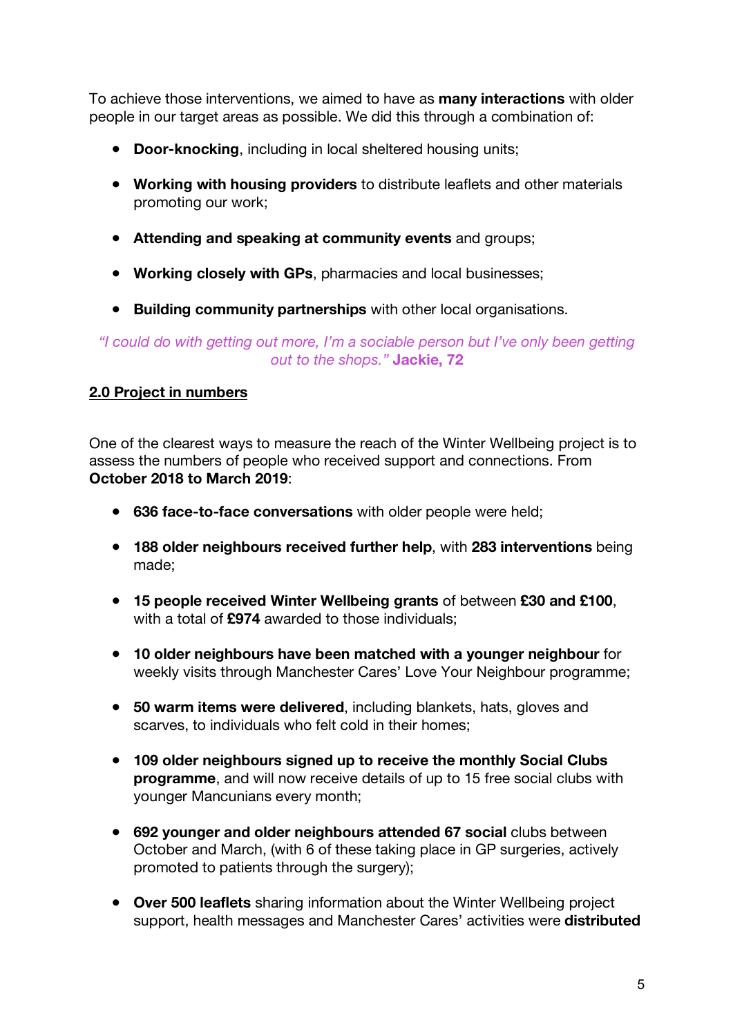To achieve those interventions, we aimed to have as **many interactions** with older people in our target areas as possible. We did this through a combination of:

- **Door-knocking**, including in local sheltered housing units;
- **Working with housing providers** to distribute leaflets and other materials promoting our work;
- **Attending and speaking at community events** and groups;
- **Working closely with GPs**, pharmacies and local businesses;
- **Building community partnerships** with other local organisations.

*"I could do with getting out more, I'm a sociable person but I've only been getting out to the shops."* **Jackie, 72**

## 2.0 Project in numbers

One of the clearest ways to measure the reach of the Winter Wellbeing project is to assess the numbers of people who received support and connections. From **October 2018 to March 2019**:

- **636 face-to-face conversations** with older people were held;
- **188 older neighbours received further help**, with **283 interventions** being made;
- **15 people received Winter Wellbeing grants** of between **£30 and £100**, with a total of **£974** awarded to those individuals;
- **10 older neighbours have been matched with a younger neighbour** for weekly visits through Manchester Cares' Love Your Neighbour programme;
- **50 warm items were delivered**, including blankets, hats, gloves and scarves, to individuals who felt cold in their homes;
- **109 older neighbours signed up to receive the monthly Social Clubs programme**, and will now receive details of up to 15 free social clubs with younger Mancunians every month;
- **692 younger and older neighbours attended 67 social** clubs between October and March, (with 6 of these taking place in GP surgeries, actively promoted to patients through the surgery);
- **Over 500 leaflets** sharing information about the Winter Wellbeing project support, health messages and Manchester Cares' activities were **distributed**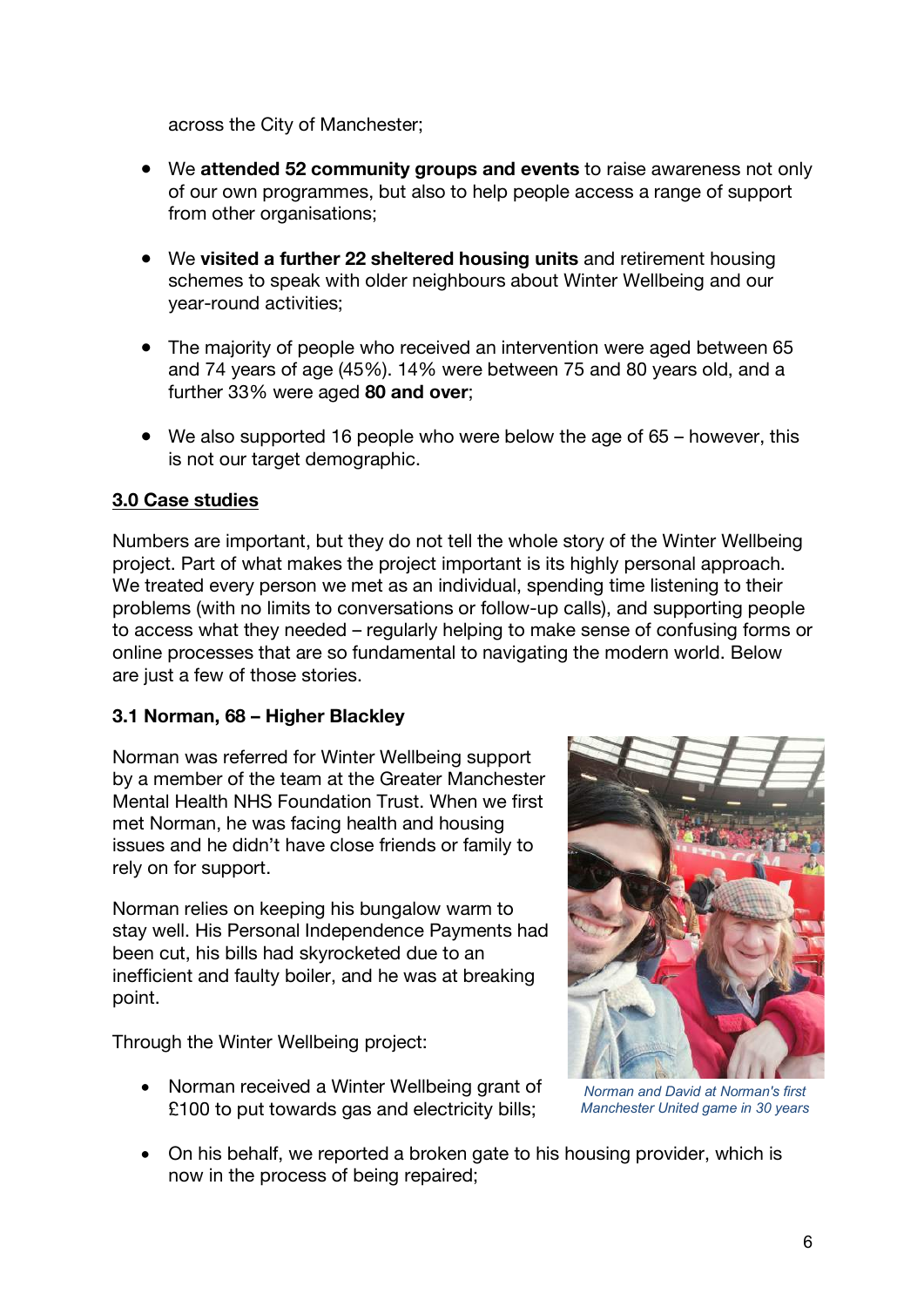across the City of Manchester;

- We **attended 52 community groups and events** to raise awareness not only of our own programmes, but also to help people access a range of support from other organisations;

- We **visited a further 22 sheltered housing units** and retirement housing schemes to speak with older neighbours about Winter Wellbeing and our year-round activities;

- The majority of people who received an intervention were aged between 65 and 74 years of age (45%). 14% were between 75 and 80 years old, and a further 33% were aged **80 and over**;

- We also supported 16 people who were below the age of 65 – however, this is not our target demographic.

## 3.0 Case studies

Numbers are important, but they do not tell the whole story of the Winter Wellbeing project. Part of what makes the project important is its highly personal approach. We treated every person we met as an individual, spending time listening to their problems (with no limits to conversations or follow-up calls), and supporting people to access what they needed – regularly helping to make sense of confusing forms or online processes that are so fundamental to navigating the modern world. Below are just a few of those stories.

### 3.1 Norman, 68 – Higher Blackley

Norman was referred for Winter Wellbeing support by a member of the team at the Greater Manchester Mental Health NHS Foundation Trust. When we first met Norman, he was facing health and housing issues and he didn't have close friends or family to rely on for support.

Norman relies on keeping his bungalow warm to stay well. His Personal Independence Payments had been cut, his bills had skyrocketed due to an inefficient and faulty boiler, and he was at breaking point.

*Norman and David at Norman's first Manchester United game in 30 years*

Through the Winter Wellbeing project:

- Norman received a Winter Wellbeing grant of £100 to put towards gas and electricity bills;

- On his behalf, we reported a broken gate to his housing provider, which is now in the process of being repaired;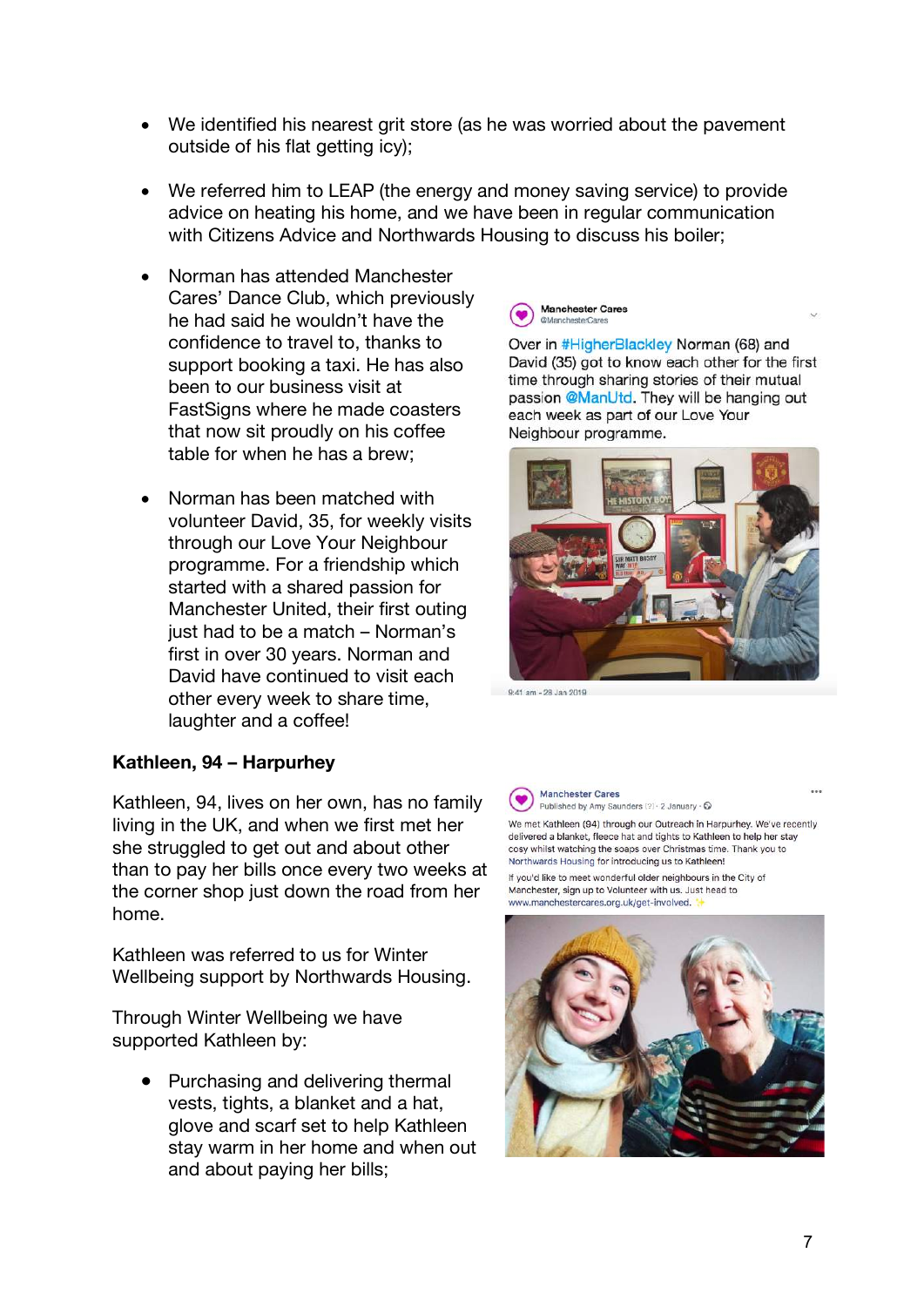- We identified his nearest grit store (as he was worried about the pavement outside of his flat getting icy);

- We referred him to LEAP (the energy and money saving service) to provide advice on heating his home, and we have been in regular communication with Citizens Advice and Northwards Housing to discuss his boiler;

- Norman has attended Manchester Cares' Dance Club, which previously he had said he wouldn't have the confidence to travel to, thanks to support booking a taxi. He has also been to our business visit at FastSigns where he made coasters that now sit proudly on his coffee table for when he has a brew;

- Norman has been matched with volunteer David, 35, for weekly visits through our Love Your Neighbour programme. For a friendship which started with a shared passion for Manchester United, their first outing just had to be a match – Norman's first in over 30 years. Norman and David have continued to visit each other every week to share time, laughter and a coffee!

Manchester Cares @ManchesterCares

Over in #HigherBlackley Norman (68) and David (35) got to know each other for the first time through sharing stories of their mutual passion @ManUtd. They will be hanging out each week as part of our Love Your Neighbour programme.

9:41 am - 28 Jan 2019

**Kathleen, 94 – Harpurhey**

Kathleen, 94, lives on her own, has no family living in the UK, and when we first met her she struggled to get out and about other than to pay her bills once every two weeks at the corner shop just down the road from her home.

Kathleen was referred to us for Winter Wellbeing support by Northwards Housing.

Through Winter Wellbeing we have supported Kathleen by:

- Purchasing and delivering thermal vests, tights, a blanket and a hat, glove and scarf set to help Kathleen stay warm in her home and when out and about paying her bills;

Manchester Cares
Published by Amy Saunders · 2 January

We met Kathleen (94) through our Outreach in Harpurhey. We've recently delivered a blanket, fleece hat and tights to Kathleen to help her stay cosy whilst watching the soaps over Christmas time. Thank you to Northwards Housing for introducing us to Kathleen!

If you'd like to meet wonderful older neighbours in the City of Manchester, sign up to Volunteer with us. Just head to www.manchestercares.org.uk/get-involved.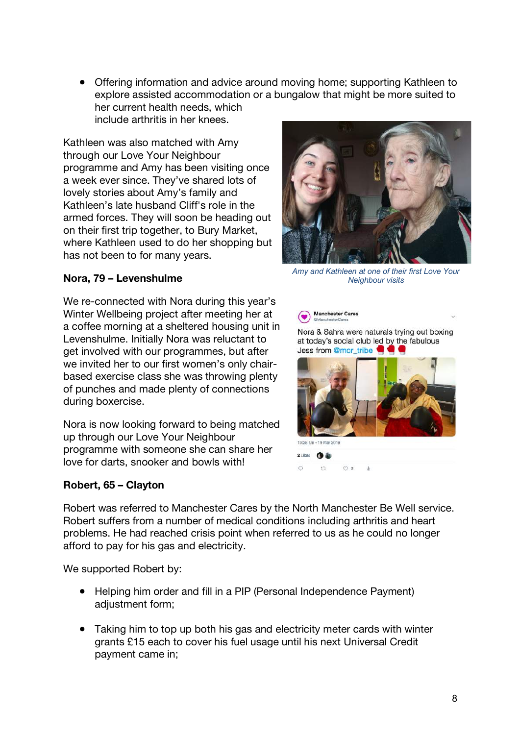- Offering information and advice around moving home; supporting Kathleen to explore assisted accommodation or a bungalow that might be more suited to her current health needs, which include arthritis in her knees.

Kathleen was also matched with Amy through our Love Your Neighbour programme and Amy has been visiting once a week ever since. They've shared lots of lovely stories about Amy's family and Kathleen's late husband Cliff's role in the armed forces. They will soon be heading out on their first trip together, to Bury Market, where Kathleen used to do her shopping but has not been to for many years.

*Amy and Kathleen at one of their first Love Your Neighbour visits*

**Nora, 79 – Levenshulme**

We re-connected with Nora during this year's Winter Wellbeing project after meeting her at a coffee morning at a sheltered housing unit in Levenshulme. Initially Nora was reluctant to get involved with our programmes, but after we invited her to our first women's only chair-based exercise class she was throwing plenty of punches and made plenty of connections during boxercise.

Nora is now looking forward to being matched up through our Love Your Neighbour programme with someone she can share her love for darts, snooker and bowls with!

**Robert, 65 – Clayton**

Robert was referred to Manchester Cares by the North Manchester Be Well service. Robert suffers from a number of medical conditions including arthritis and heart problems. He had reached crisis point when referred to us as he could no longer afford to pay for his gas and electricity.

We supported Robert by:

- Helping him order and fill in a PIP (Personal Independence Payment) adjustment form;
- Taking him to top up both his gas and electricity meter cards with winter grants £15 each to cover his fuel usage until his next Universal Credit payment came in;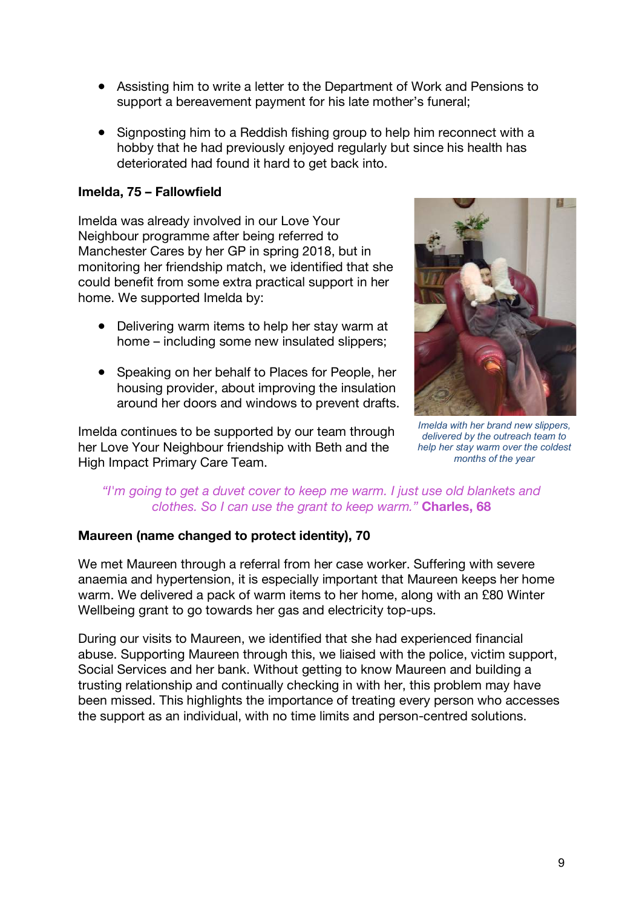- Assisting him to write a letter to the Department of Work and Pensions to support a bereavement payment for his late mother's funeral;

- Signposting him to a Reddish fishing group to help him reconnect with a hobby that he had previously enjoyed regularly but since his health has deteriorated had found it hard to get back into.

**Imelda, 75 – Fallowfield**

Imelda was already involved in our Love Your Neighbour programme after being referred to Manchester Cares by her GP in spring 2018, but in monitoring her friendship match, we identified that she could benefit from some extra practical support in her home. We supported Imelda by:

- Delivering warm items to help her stay warm at home – including some new insulated slippers;

- Speaking on her behalf to Places for People, her housing provider, about improving the insulation around her doors and windows to prevent drafts.

Imelda continues to be supported by our team through her Love Your Neighbour friendship with Beth and the High Impact Primary Care Team.

*Imelda with her brand new slippers, delivered by the outreach team to help her stay warm over the coldest months of the year*

*"I'm going to get a duvet cover to keep me warm. I just use old blankets and clothes. So I can use the grant to keep warm."* **Charles, 68**

**Maureen (name changed to protect identity), 70**

We met Maureen through a referral from her case worker. Suffering with severe anaemia and hypertension, it is especially important that Maureen keeps her home warm. We delivered a pack of warm items to her home, along with an £80 Winter Wellbeing grant to go towards her gas and electricity top-ups.

During our visits to Maureen, we identified that she had experienced financial abuse. Supporting Maureen through this, we liaised with the police, victim support, Social Services and her bank. Without getting to know Maureen and building a trusting relationship and continually checking in with her, this problem may have been missed. This highlights the importance of treating every person who accesses the support as an individual, with no time limits and person-centred solutions.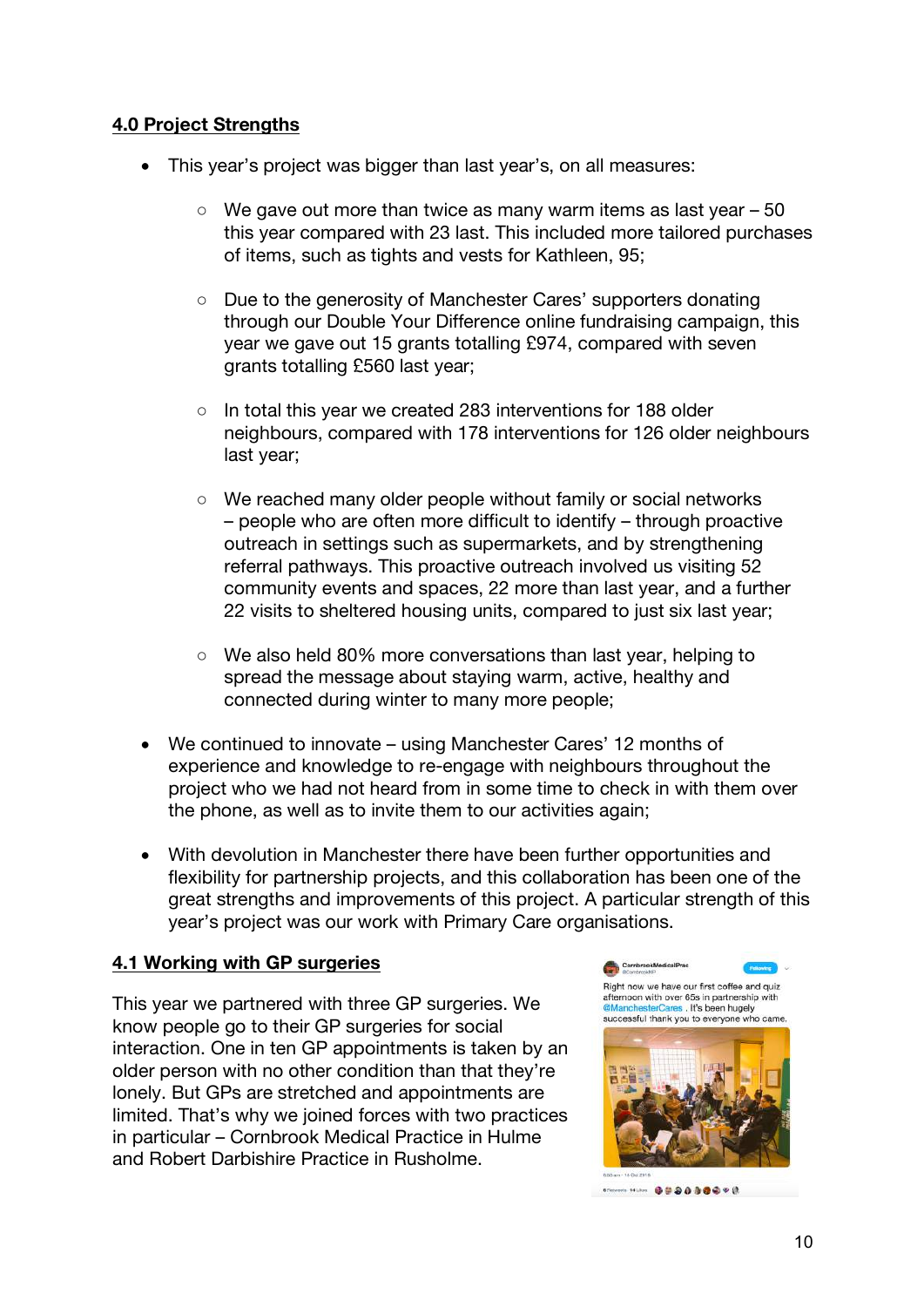## 4.0 Project Strengths

- This year's project was bigger than last year's, on all measures:
  - We gave out more than twice as many warm items as last year – 50 this year compared with 23 last. This included more tailored purchases of items, such as tights and vests for Kathleen, 95;
  - Due to the generosity of Manchester Cares' supporters donating through our Double Your Difference online fundraising campaign, this year we gave out 15 grants totalling £974, compared with seven grants totalling £560 last year;
  - In total this year we created 283 interventions for 188 older neighbours, compared with 178 interventions for 126 older neighbours last year;
  - We reached many older people without family or social networks – people who are often more difficult to identify – through proactive outreach in settings such as supermarkets, and by strengthening referral pathways. This proactive outreach involved us visiting 52 community events and spaces, 22 more than last year, and a further 22 visits to sheltered housing units, compared to just six last year;
  - We also held 80% more conversations than last year, helping to spread the message about staying warm, active, healthy and connected during winter to many more people;
- We continued to innovate – using Manchester Cares' 12 months of experience and knowledge to re-engage with neighbours throughout the project who we had not heard from in some time to check in with them over the phone, as well as to invite them to our activities again;
- With devolution in Manchester there have been further opportunities and flexibility for partnership projects, and this collaboration has been one of the great strengths and improvements of this project. A particular strength of this year's project was our work with Primary Care organisations.

### 4.1 Working with GP surgeries

This year we partnered with three GP surgeries. We know people go to their GP surgeries for social interaction. One in ten GP appointments is taken by an older person with no other condition than that they're lonely. But GPs are stretched and appointments are limited. That's why we joined forces with two practices in particular – Cornbrook Medical Practice in Hulme and Robert Darbishire Practice in Rusholme.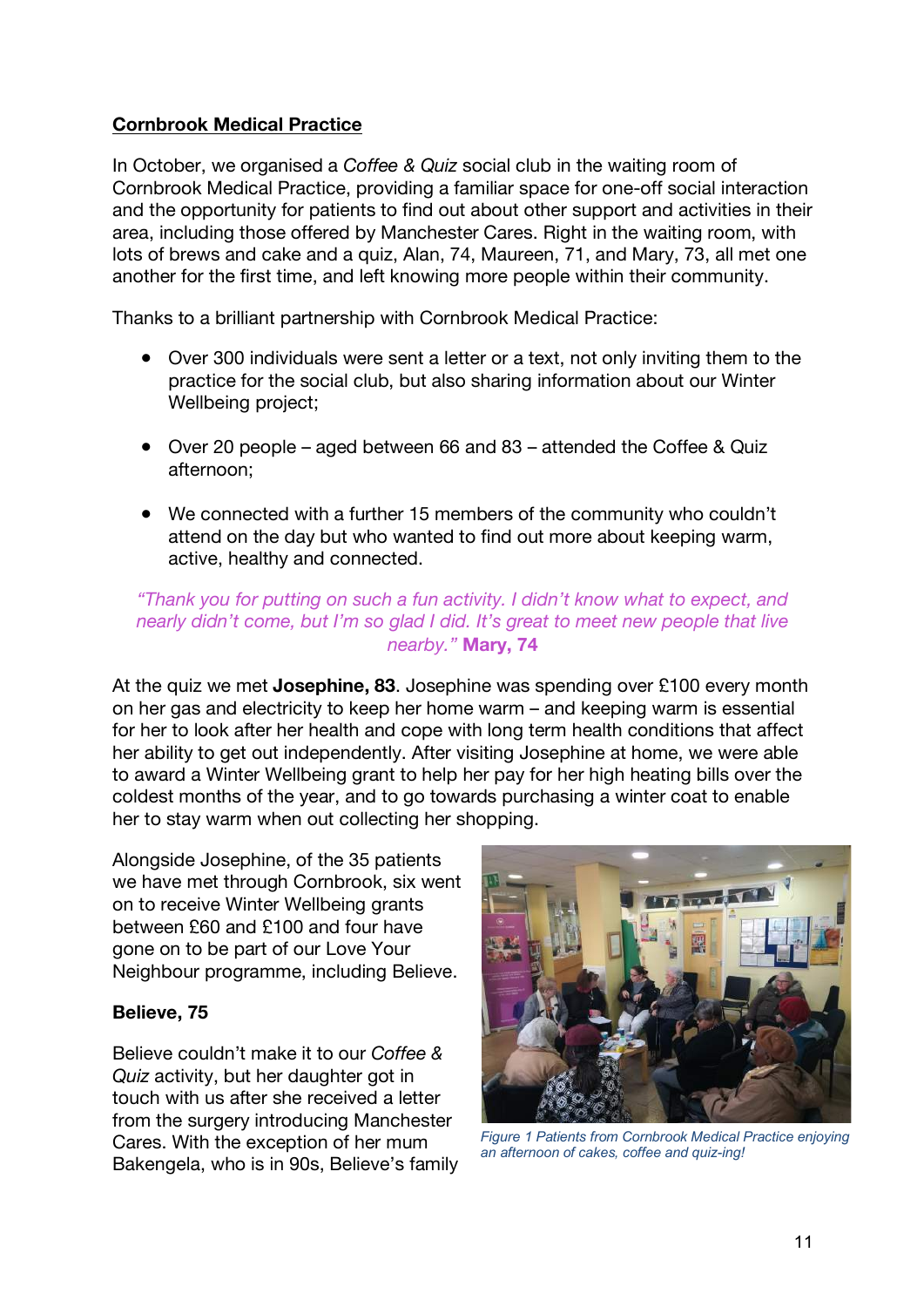**Cornbrook Medical Practice**

In October, we organised a *Coffee & Quiz* social club in the waiting room of Cornbrook Medical Practice, providing a familiar space for one-off social interaction and the opportunity for patients to find out about other support and activities in their area, including those offered by Manchester Cares. Right in the waiting room, with lots of brews and cake and a quiz, Alan, 74, Maureen, 71, and Mary, 73, all met one another for the first time, and left knowing more people within their community.

Thanks to a brilliant partnership with Cornbrook Medical Practice:

- Over 300 individuals were sent a letter or a text, not only inviting them to the practice for the social club, but also sharing information about our Winter Wellbeing project;
- Over 20 people – aged between 66 and 83 – attended the Coffee & Quiz afternoon;
- We connected with a further 15 members of the community who couldn't attend on the day but who wanted to find out more about keeping warm, active, healthy and connected.

*"Thank you for putting on such a fun activity. I didn't know what to expect, and nearly didn't come, but I'm so glad I did. It's great to meet new people that live nearby."* **Mary, 74**

At the quiz we met **Josephine, 83**. Josephine was spending over £100 every month on her gas and electricity to keep her home warm – and keeping warm is essential for her to look after her health and cope with long term health conditions that affect her ability to get out independently. After visiting Josephine at home, we were able to award a Winter Wellbeing grant to help her pay for her high heating bills over the coldest months of the year, and to go towards purchasing a winter coat to enable her to stay warm when out collecting her shopping.

Alongside Josephine, of the 35 patients we have met through Cornbrook, six went on to receive Winter Wellbeing grants between £60 and £100 and four have gone on to be part of our Love Your Neighbour programme, including Believe.

*Figure 1 Patients from Cornbrook Medical Practice enjoying an afternoon of cakes, coffee and quiz-ing!*

**Believe, 75**

Believe couldn't make it to our *Coffee & Quiz* activity, but her daughter got in touch with us after she received a letter from the surgery introducing Manchester Cares. With the exception of her mum Bakengela, who is in 90s, Believe's family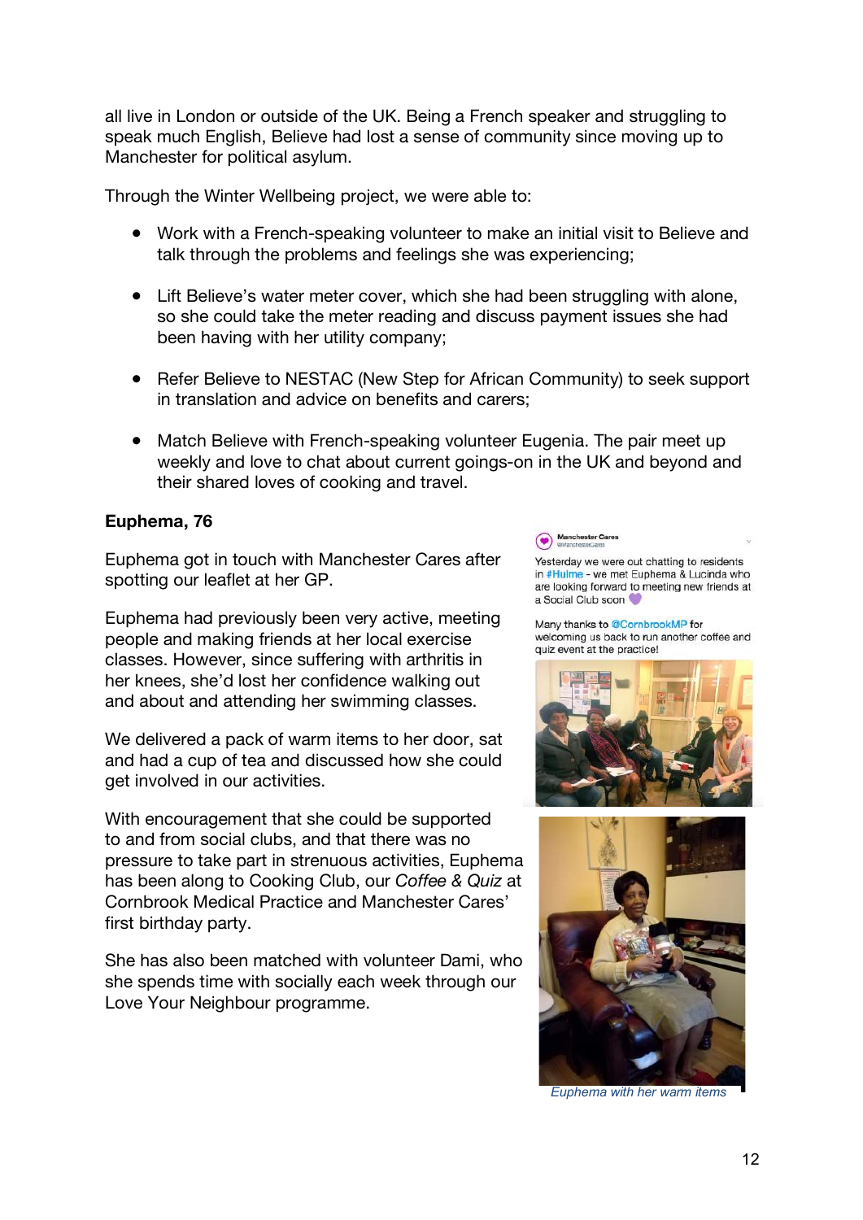all live in London or outside of the UK. Being a French speaker and struggling to speak much English, Believe had lost a sense of community since moving up to Manchester for political asylum.

Through the Winter Wellbeing project, we were able to:

- Work with a French-speaking volunteer to make an initial visit to Believe and talk through the problems and feelings she was experiencing;
- Lift Believe's water meter cover, which she had been struggling with alone, so she could take the meter reading and discuss payment issues she had been having with her utility company;
- Refer Believe to NESTAC (New Step for African Community) to seek support in translation and advice on benefits and carers;
- Match Believe with French-speaking volunteer Eugenia. The pair meet up weekly and love to chat about current goings-on in the UK and beyond and their shared loves of cooking and travel.

**Euphema, 76**

Euphema got in touch with Manchester Cares after spotting our leaflet at her GP.

Euphema had previously been very active, meeting people and making friends at her local exercise classes. However, since suffering with arthritis in her knees, she'd lost her confidence walking out and about and attending her swimming classes.

We delivered a pack of warm items to her door, sat and had a cup of tea and discussed how she could get involved in our activities.

With encouragement that she could be supported to and from social clubs, and that there was no pressure to take part in strenuous activities, Euphema has been along to Cooking Club, our *Coffee & Quiz* at Cornbrook Medical Practice and Manchester Cares' first birthday party.

She has also been matched with volunteer Dami, who she spends time with socially each week through our Love Your Neighbour programme.

Manchester Cares

Yesterday we were out chatting to residents in #Hulme - we met Euphema & Lucinda who are looking forward to meeting new friends at a Social Club soon 💜

Many thanks to @CornbrookMP for welcoming us back to run another coffee and quiz event at the practice!

*Euphema with her warm items*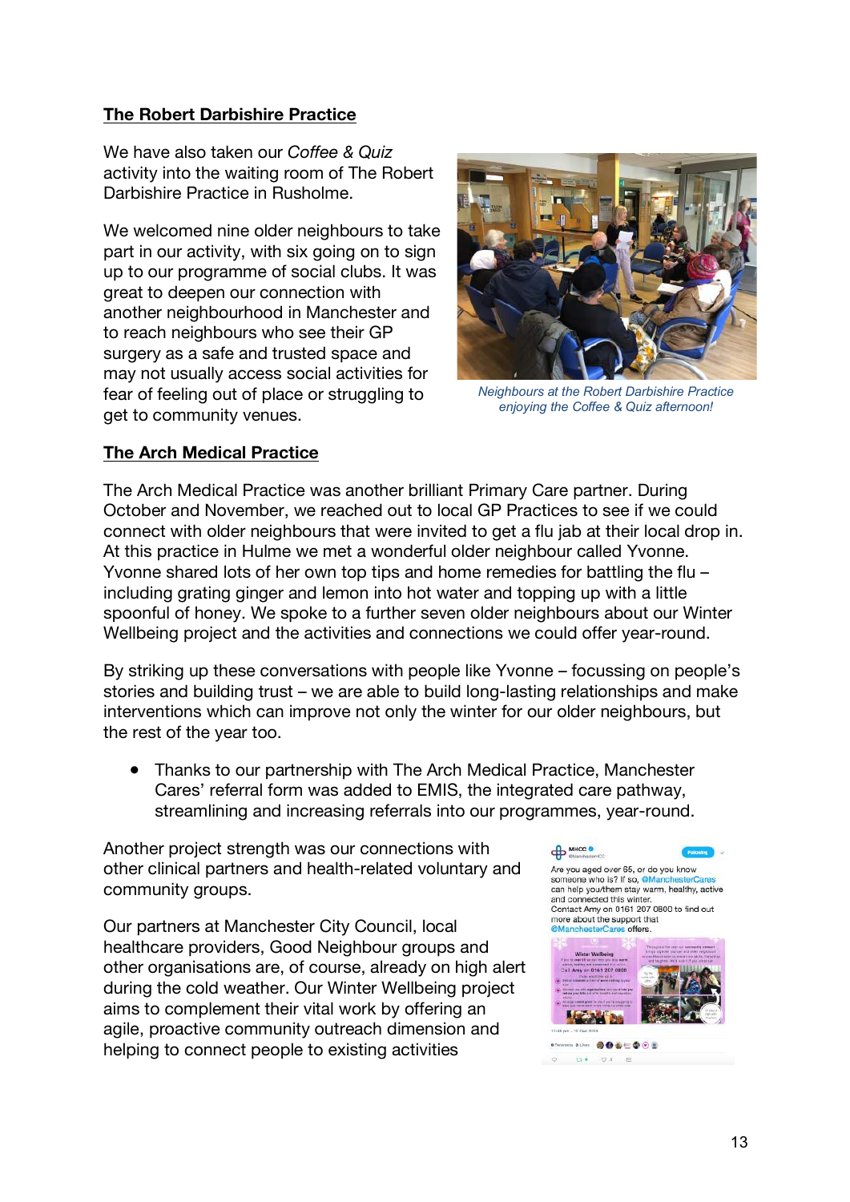## The Robert Darbishire Practice

We have also taken our *Coffee & Quiz* activity into the waiting room of The Robert Darbishire Practice in Rusholme.

We welcomed nine older neighbours to take part in our activity, with six going on to sign up to our programme of social clubs. It was great to deepen our connection with another neighbourhood in Manchester and to reach neighbours who see their GP surgery as a safe and trusted space and may not usually access social activities for fear of feeling out of place or struggling to get to community venues.

*Neighbours at the Robert Darbishire Practice enjoying the Coffee & Quiz afternoon!*

## The Arch Medical Practice

The Arch Medical Practice was another brilliant Primary Care partner. During October and November, we reached out to local GP Practices to see if we could connect with older neighbours that were invited to get a flu jab at their local drop in. At this practice in Hulme we met a wonderful older neighbour called Yvonne. Yvonne shared lots of her own top tips and home remedies for battling the flu – including grating ginger and lemon into hot water and topping up with a little spoonful of honey. We spoke to a further seven older neighbours about our Winter Wellbeing project and the activities and connections we could offer year-round.

By striking up these conversations with people like Yvonne – focussing on people's stories and building trust – we are able to build long-lasting relationships and make interventions which can improve not only the winter for our older neighbours, but the rest of the year too.

- Thanks to our partnership with The Arch Medical Practice, Manchester Cares' referral form was added to EMIS, the integrated care pathway, streamlining and increasing referrals into our programmes, year-round.

Another project strength was our connections with other clinical partners and health-related voluntary and community groups.

Our partners at Manchester City Council, local healthcare providers, Good Neighbour groups and other organisations are, of course, already on high alert during the cold weather. Our Winter Wellbeing project aims to complement their vital work by offering an agile, proactive community outreach dimension and helping to connect people to existing activities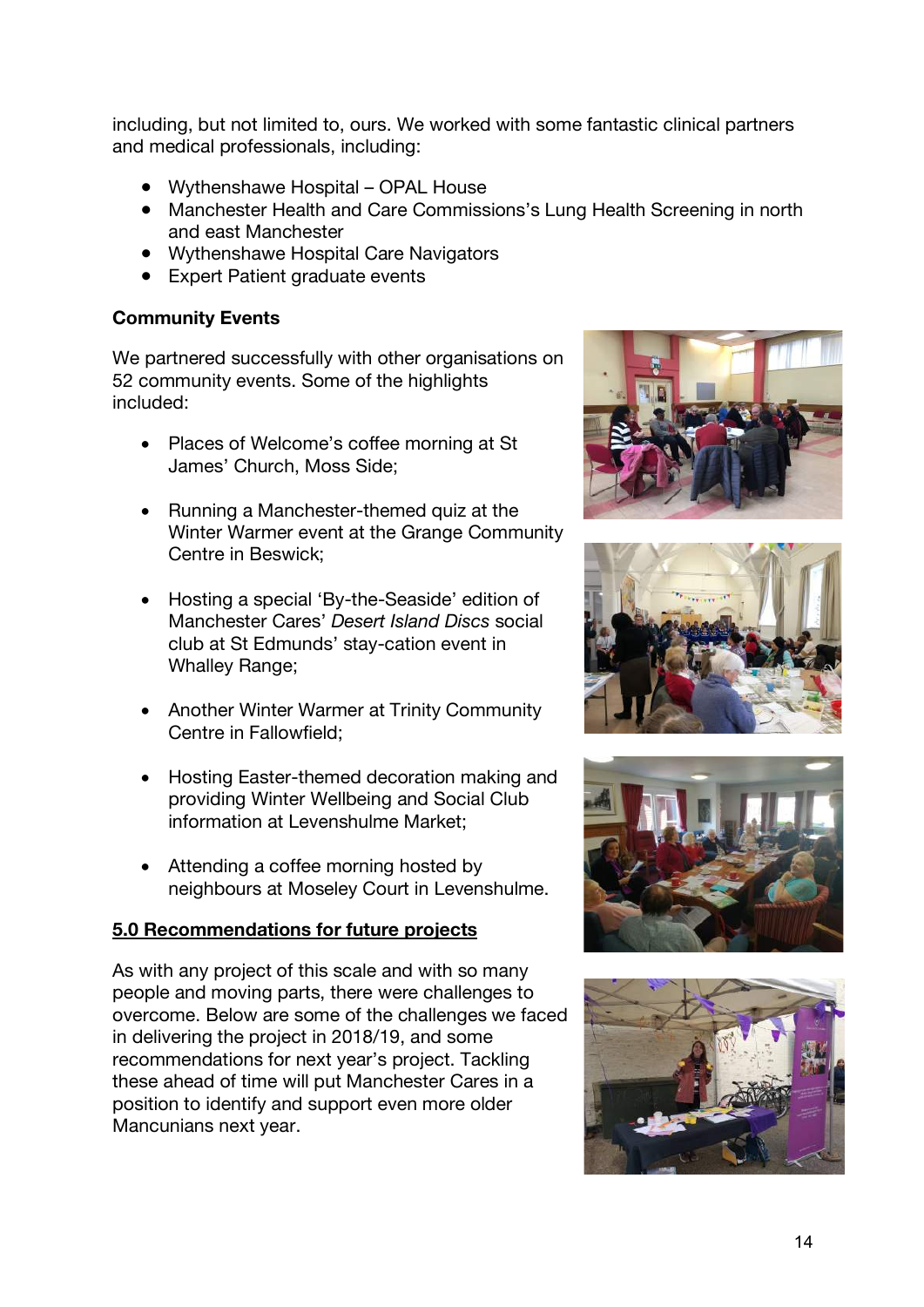including, but not limited to, ours. We worked with some fantastic clinical partners and medical professionals, including:

- Wythenshawe Hospital – OPAL House
- Manchester Health and Care Commissions's Lung Health Screening in north and east Manchester
- Wythenshawe Hospital Care Navigators
- Expert Patient graduate events

**Community Events**

We partnered successfully with other organisations on 52 community events. Some of the highlights included:

- Places of Welcome's coffee morning at St James' Church, Moss Side;
- Running a Manchester-themed quiz at the Winter Warmer event at the Grange Community Centre in Beswick;
- Hosting a special 'By-the-Seaside' edition of Manchester Cares' *Desert Island Discs* social club at St Edmunds' stay-cation event in Whalley Range;
- Another Winter Warmer at Trinity Community Centre in Fallowfield;
- Hosting Easter-themed decoration making and providing Winter Wellbeing and Social Club information at Levenshulme Market;
- Attending a coffee morning hosted by neighbours at Moseley Court in Levenshulme.

## 5.0 Recommendations for future projects

As with any project of this scale and with so many people and moving parts, there were challenges to overcome. Below are some of the challenges we faced in delivering the project in 2018/19, and some recommendations for next year's project. Tackling these ahead of time will put Manchester Cares in a position to identify and support even more older Mancunians next year.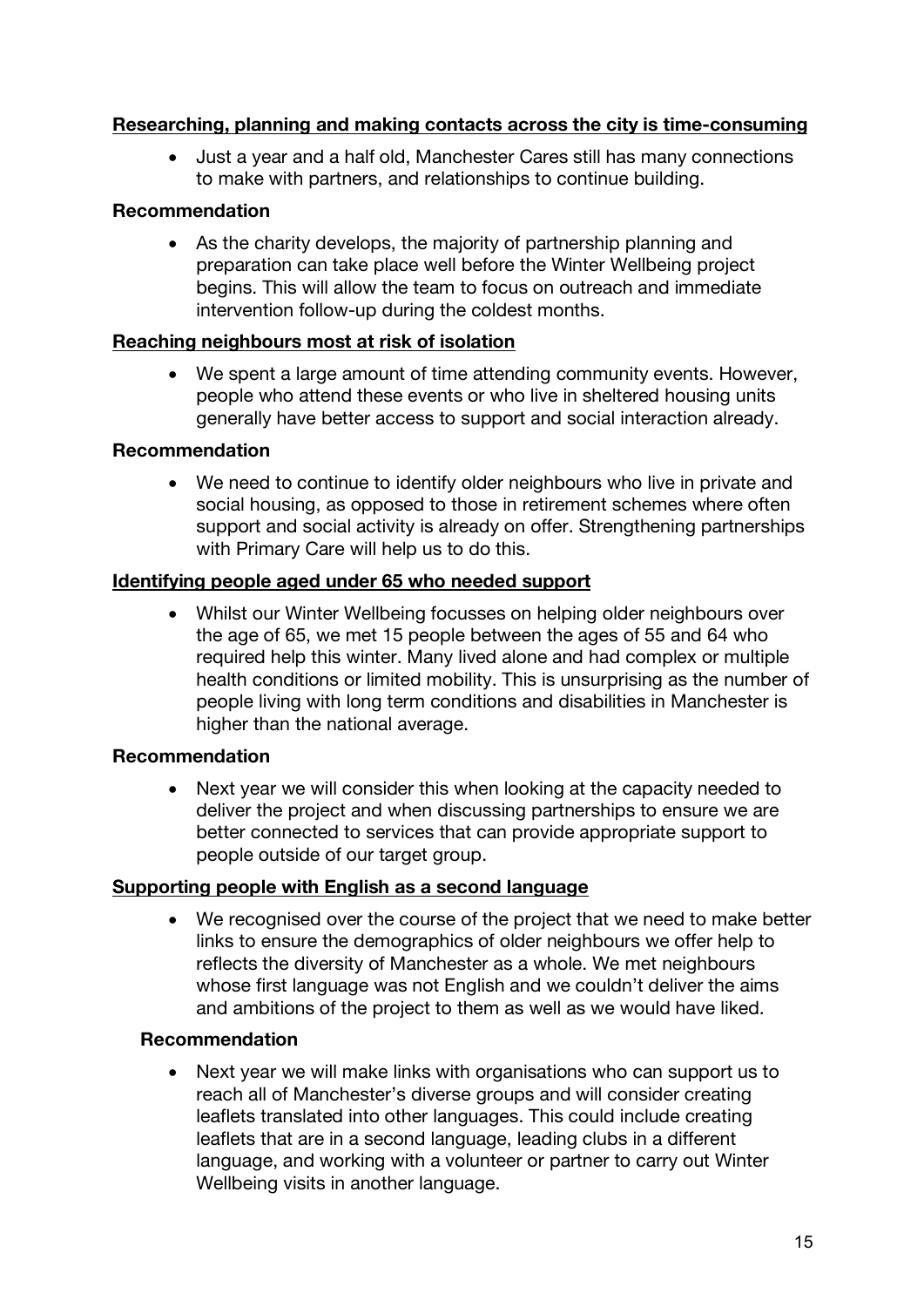**<u>Researching, planning and making contacts across the city is time-consuming</u>**

- Just a year and a half old, Manchester Cares still has many connections to make with partners, and relationships to continue building.

**Recommendation**

- As the charity develops, the majority of partnership planning and preparation can take place well before the Winter Wellbeing project begins. This will allow the team to focus on outreach and immediate intervention follow-up during the coldest months.

**<u>Reaching neighbours most at risk of isolation</u>**

- We spent a large amount of time attending community events. However, people who attend these events or who live in sheltered housing units generally have better access to support and social interaction already.

**Recommendation**

- We need to continue to identify older neighbours who live in private and social housing, as opposed to those in retirement schemes where often support and social activity is already on offer. Strengthening partnerships with Primary Care will help us to do this.

**<u>Identifying people aged under 65 who needed support</u>**

- Whilst our Winter Wellbeing focusses on helping older neighbours over the age of 65, we met 15 people between the ages of 55 and 64 who required help this winter. Many lived alone and had complex or multiple health conditions or limited mobility. This is unsurprising as the number of people living with long term conditions and disabilities in Manchester is higher than the national average.

**Recommendation**

- Next year we will consider this when looking at the capacity needed to deliver the project and when discussing partnerships to ensure we are better connected to services that can provide appropriate support to people outside of our target group.

**<u>Supporting people with English as a second language</u>**

- We recognised over the course of the project that we need to make better links to ensure the demographics of older neighbours we offer help to reflects the diversity of Manchester as a whole. We met neighbours whose first language was not English and we couldn't deliver the aims and ambitions of the project to them as well as we would have liked.

**Recommendation**

- Next year we will make links with organisations who can support us to reach all of Manchester's diverse groups and will consider creating leaflets translated into other languages. This could include creating leaflets that are in a second language, leading clubs in a different language, and working with a volunteer or partner to carry out Winter Wellbeing visits in another language.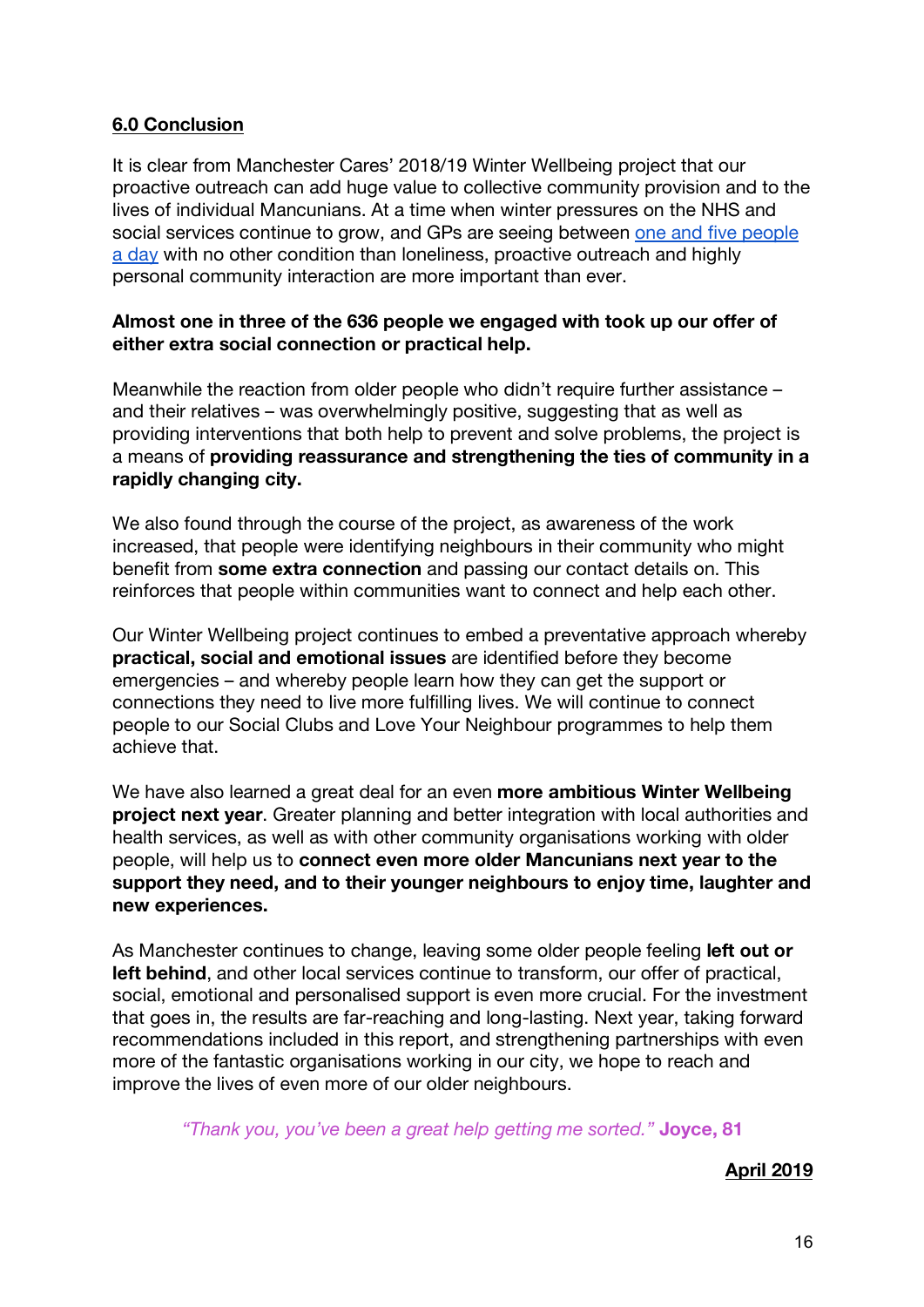## **6.0 Conclusion**

It is clear from Manchester Cares' 2018/19 Winter Wellbeing project that our proactive outreach can add huge value to collective community provision and to the lives of individual Mancunians. At a time when winter pressures on the NHS and social services continue to grow, and GPs are seeing between one and five people a day with no other condition than loneliness, proactive outreach and highly personal community interaction are more important than ever.

**Almost one in three of the 636 people we engaged with took up our offer of either extra social connection or practical help.**

Meanwhile the reaction from older people who didn't require further assistance – and their relatives – was overwhelmingly positive, suggesting that as well as providing interventions that both help to prevent and solve problems, the project is a means of **providing reassurance and strengthening the ties of community in a rapidly changing city.**

We also found through the course of the project, as awareness of the work increased, that people were identifying neighbours in their community who might benefit from **some extra connection** and passing our contact details on. This reinforces that people within communities want to connect and help each other.

Our Winter Wellbeing project continues to embed a preventative approach whereby **practical, social and emotional issues** are identified before they become emergencies – and whereby people learn how they can get the support or connections they need to live more fulfilling lives. We will continue to connect people to our Social Clubs and Love Your Neighbour programmes to help them achieve that.

We have also learned a great deal for an even **more ambitious Winter Wellbeing project next year**. Greater planning and better integration with local authorities and health services, as well as with other community organisations working with older people, will help us to **connect even more older Mancunians next year to the support they need, and to their younger neighbours to enjoy time, laughter and new experiences.**

As Manchester continues to change, leaving some older people feeling **left out or left behind**, and other local services continue to transform, our offer of practical, social, emotional and personalised support is even more crucial. For the investment that goes in, the results are far-reaching and long-lasting. Next year, taking forward recommendations included in this report, and strengthening partnerships with even more of the fantastic organisations working in our city, we hope to reach and improve the lives of even more of our older neighbours.

*"Thank you, you've been a great help getting me sorted."* **Joyce, 81**

**April 2019**